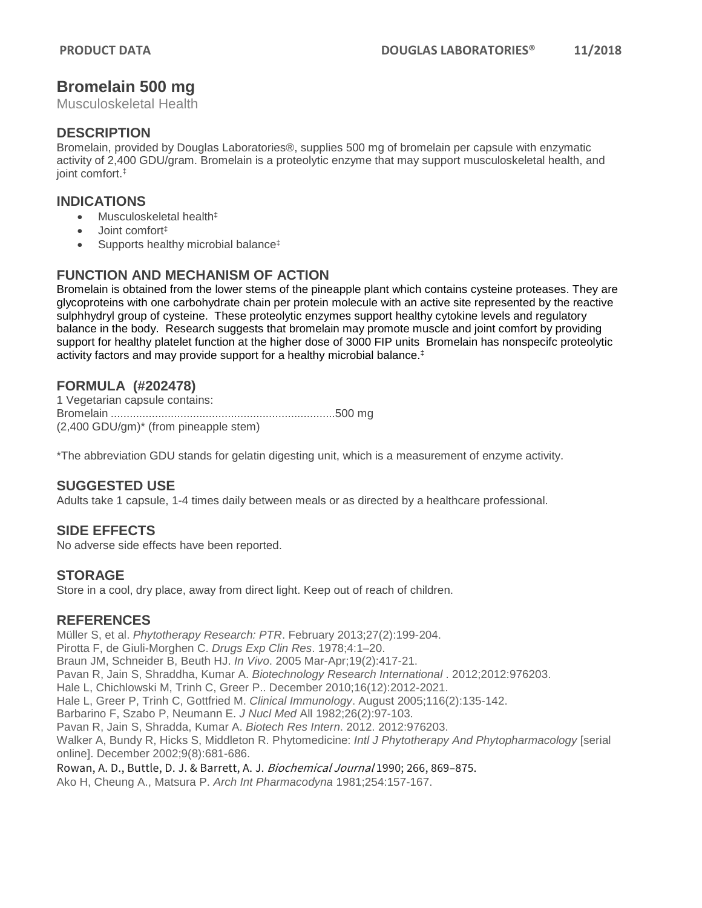# Bromelain 500 mg

Musculoskeletal Health

## DESCRIPTION

Bromelain, provided by Douglas Laboratories®, supplies 500 mg of bromelain per capsule with enzymatic activity of 2,400 GDU/gram. Bromelain is a proteolytic enzyme that may support musculoskeletal health, and joint comfort.‡

## INDICATIONS

- Musculoskeletal health‡
- Joint comfort‡
- Supports healthy microbial balance‡

## FUNCTION AND MECHANISM OF ACTION

Bromelain is obtained from the lower stems of the pineapple plant which contains cysteine proteases. They are glycoproteins with one carbohydrate chain per protein molecule with an active site represented by the reactive sulphhydryl group of cysteine. These proteolytic enzymes support healthy cytokine levels and regulatory balance in the body. Research suggests that bromelain may promote muscle and joint comfort by providing support for healthy platelet function at the higher dose of 3000 FIP units Bromelain has nonspecifc proteolytic activity factors and may provide support for a healthy microbial balance.‡

## FORMULA (#202478)

1 Vegetarian capsule contains:
Bromelain .......................................................................500 mg
(2,400 GDU/gm)* (from pineapple stem)

*The abbreviation GDU stands for gelatin digesting unit, which is a measurement of enzyme activity.

## SUGGESTED USE

Adults take 1 capsule, 1-4 times daily between meals or as directed by a healthcare professional.

## SIDE EFFECTS

No adverse side effects have been reported.

## STORAGE

Store in a cool, dry place, away from direct light. Keep out of reach of children.

## REFERENCES

Müller S, et al. *Phytotherapy Research: PTR*. February 2013;27(2):199-204.
Pirotta F, de Giuli-Morghen C. *Drugs Exp Clin Res*. 1978;4:1–20.
Braun JM, Schneider B, Beuth HJ. *In Vivo*. 2005 Mar-Apr;19(2):417-21.
Pavan R, Jain S, Shraddha, Kumar A. *Biotechnology Research International* . 2012;2012:976203.
Hale L, Chichlowski M, Trinh C, Greer P.. December 2010;16(12):2012-2021.
Hale L, Greer P, Trinh C, Gottfried M. *Clinical Immunology*. August 2005;116(2):135-142.
Barbarino F, Szabo P, Neumann E. *J Nucl Med* All 1982;26(2):97-103.
Pavan R, Jain S, Shradda, Kumar A. *Biotech Res Intern*. 2012. 2012:976203.
Walker A, Bundy R, Hicks S, Middleton R. Phytomedicine: *Intl J Phytotherapy And Phytopharmacology* [serial online]. December 2002;9(8):681-686.
Rowan, A. D., Buttle, D. J. & Barrett, A. J. *Biochemical Journal* 1990; 266, 869–875.
Ako H, Cheung A., Matsura P. *Arch Int Pharmacodyna* 1981;254:157-167.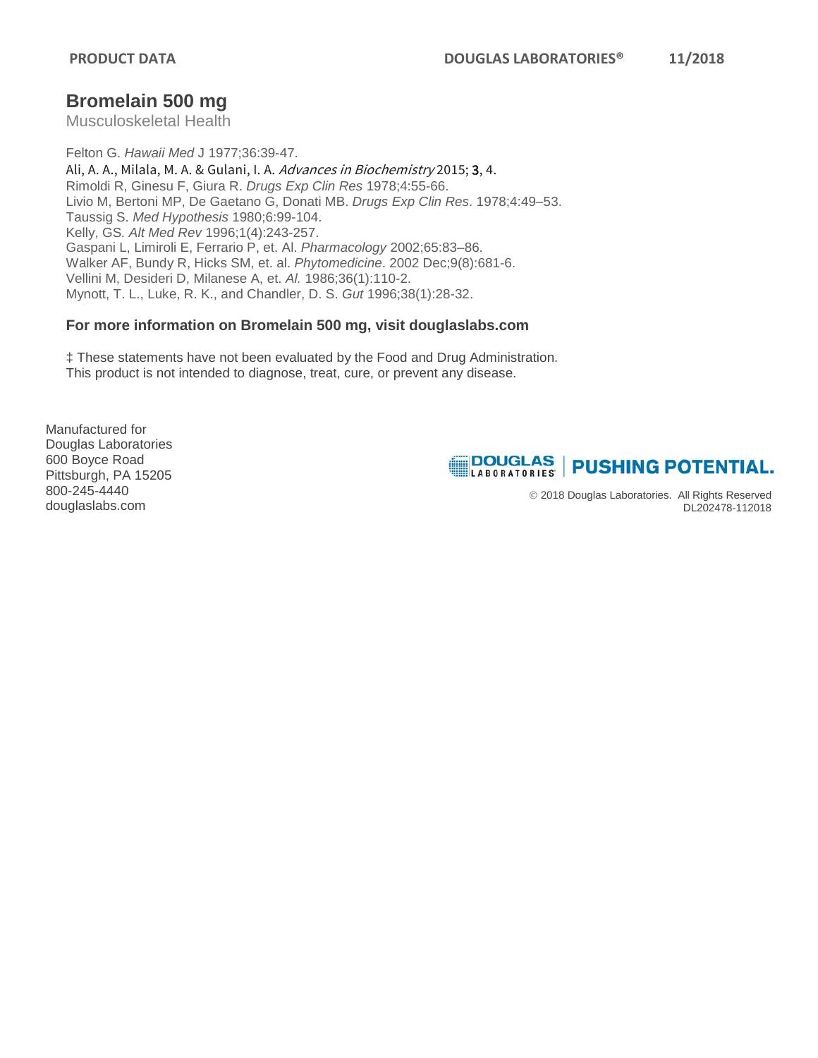# Bromelain 500 mg

Musculoskeletal Health

Felton G. *Hawaii Med* J 1977;36:39-47.
Ali, A. A., Milala, M. A. & Gulani, I. A. *Advances in Biochemistry* 2015; **3**, 4.
Rimoldi R, Ginesu F, Giura R. *Drugs Exp Clin Res* 1978;4:55-66.
Livio M, Bertoni MP, De Gaetano G, Donati MB. *Drugs Exp Clin Res*. 1978;4:49–53.
Taussig S. *Med Hypothesis* 1980;6:99-104.
Kelly, GS. *Alt Med Rev* 1996;1(4):243-257.
Gaspani L, Limiroli E, Ferrario P, et. Al. *Pharmacology* 2002;65:83–86.
Walker AF, Bundy R, Hicks SM, et. al. *Phytomedicine*. 2002 Dec;9(8):681-6.
Vellini M, Desideri D, Milanese A, et. *Al.* 1986;36(1):110-2.
Mynott, T. L., Luke, R. K., and Chandler, D. S. *Gut* 1996;38(1):28-32.

**For more information on Bromelain 500 mg, visit douglaslabs.com**

‡ These statements have not been evaluated by the Food and Drug Administration.
This product is not intended to diagnose, treat, cure, or prevent any disease.

Manufactured for
Douglas Laboratories
600 Boyce Road
Pittsburgh, PA 15205
800-245-4440
douglaslabs.com

DOUGLAS LABORATORIES | PUSHING POTENTIAL.

© 2018 Douglas Laboratories. All Rights Reserved
DL202478-112018